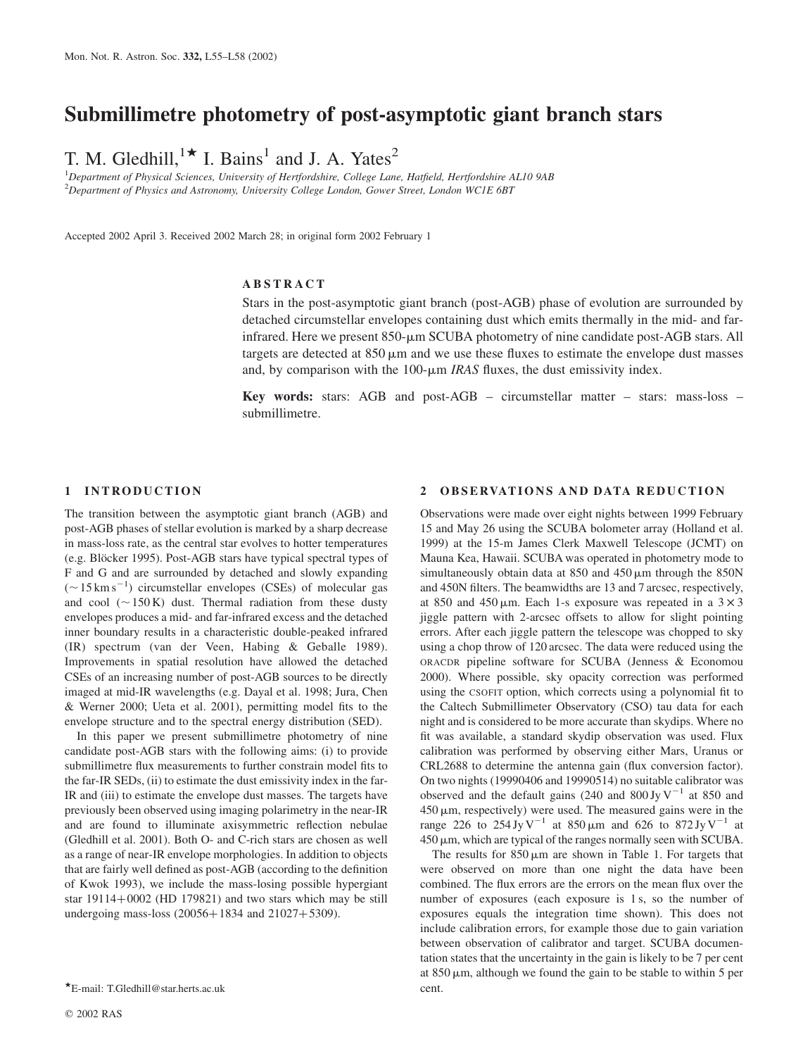# Submillimetre photometry of post-asymptotic giant branch stars

T. M. Gledhill,[1★] I. Bains[1] and J. A. Yates[2]

[1]*Department of Physical Sciences, University of Hertfordshire, College Lane, Hatfield, Hertfordshire AL10 9AB*
[2]*Department of Physics and Astronomy, University College London, Gower Street, London WC1E 6BT*

Accepted 2002 April 3. Received 2002 March 28; in original form 2002 February 1

## ABSTRACT

Stars in the post-asymptotic giant branch (post-AGB) phase of evolution are surrounded by detached circumstellar envelopes containing dust which emits thermally in the mid- and far-infrared. Here we present 850-μm SCUBA photometry of nine candidate post-AGB stars. All targets are detected at 850 μm and we use these fluxes to estimate the envelope dust masses and, by comparison with the 100-μm *IRAS* fluxes, the dust emissivity index.

**Key words:** stars: AGB and post-AGB – circumstellar matter – stars: mass-loss – submillimetre.

## 1 INTRODUCTION

The transition between the asymptotic giant branch (AGB) and post-AGB phases of stellar evolution is marked by a sharp decrease in mass-loss rate, as the central star evolves to hotter temperatures (e.g. Blöcker 1995). Post-AGB stars have typical spectral types of F and G and are surrounded by detached and slowly expanding ($\sim 15\,\mathrm{km\,s^{-1}}$) circumstellar envelopes (CSEs) of molecular gas and cool ($\sim 150\,\mathrm{K}$) dust. Thermal radiation from these dusty envelopes produces a mid- and far-infrared excess and the detached inner boundary results in a characteristic double-peaked infrared (IR) spectrum (van der Veen, Habing & Geballe 1989). Improvements in spatial resolution have allowed the detached CSEs of an increasing number of post-AGB sources to be directly imaged at mid-IR wavelengths (e.g. Dayal et al. 1998; Jura, Chen & Werner 2000; Ueta et al. 2001), permitting model fits to the envelope structure and to the spectral energy distribution (SED).

In this paper we present submillimetre photometry of nine candidate post-AGB stars with the following aims: (i) to provide submillimetre flux measurements to further constrain model fits to the far-IR SEDs, (ii) to estimate the dust emissivity index in the far-IR and (iii) to estimate the envelope dust masses. The targets have previously been observed using imaging polarimetry in the near-IR and are found to illuminate axisymmetric reflection nebulae (Gledhill et al. 2001). Both O- and C-rich stars are chosen as well as a range of near-IR envelope morphologies. In addition to objects that are fairly well defined as post-AGB (according to the definition of Kwok 1993), we include the mass-losing possible hypergiant star 19114+0002 (HD 179821) and two stars which may be still undergoing mass-loss (20056+1834 and 21027+5309).

## 2 OBSERVATIONS AND DATA REDUCTION

Observations were made over eight nights between 1999 February 15 and May 26 using the SCUBA bolometer array (Holland et al. 1999) at the 15-m James Clerk Maxwell Telescope (JCMT) on Mauna Kea, Hawaii. SCUBA was operated in photometry mode to simultaneously obtain data at 850 and 450 μm through the 850N and 450N filters. The beamwidths are 13 and 7 arcsec, respectively, at 850 and 450 μm. Each 1-s exposure was repeated in a $3 \times 3$ jiggle pattern with 2-arcsec offsets to allow for slight pointing errors. After each jiggle pattern the telescope was chopped to sky using a chop throw of 120 arcsec. The data were reduced using the ORACDR pipeline software for SCUBA (Jenness & Economou 2000). Where possible, sky opacity correction was performed using the CSOFIT option, which corrects using a polynomial fit to the Caltech Submillimeter Observatory (CSO) tau data for each night and is considered to be more accurate than skydips. Where no fit was available, a standard skydip observation was used. Flux calibration was performed by observing either Mars, Uranus or CRL2688 to determine the antenna gain (flux conversion factor). On two nights (19990406 and 19990514) no suitable calibrator was observed and the default gains (240 and $800\,\mathrm{Jy\,V^{-1}}$ at 850 and 450 μm, respectively) were used. The measured gains were in the range 226 to $254\,\mathrm{Jy\,V^{-1}}$ at 850 μm and 626 to $872\,\mathrm{Jy\,V^{-1}}$ at 450 μm, which are typical of the ranges normally seen with SCUBA.

The results for 850 μm are shown in Table 1. For targets that were observed on more than one night the data have been combined. The flux errors are the errors on the mean flux over the number of exposures (each exposure is 1 s, so the number of exposures equals the integration time shown). This does not include calibration errors, for example those due to gain variation between observation of calibrator and target. SCUBA documentation states that the uncertainty in the gain is likely to be 7 per cent at 850 μm, although we found the gain to be stable to within 5 per cent.

★E-mail: T.Gledhill@star.herts.ac.uk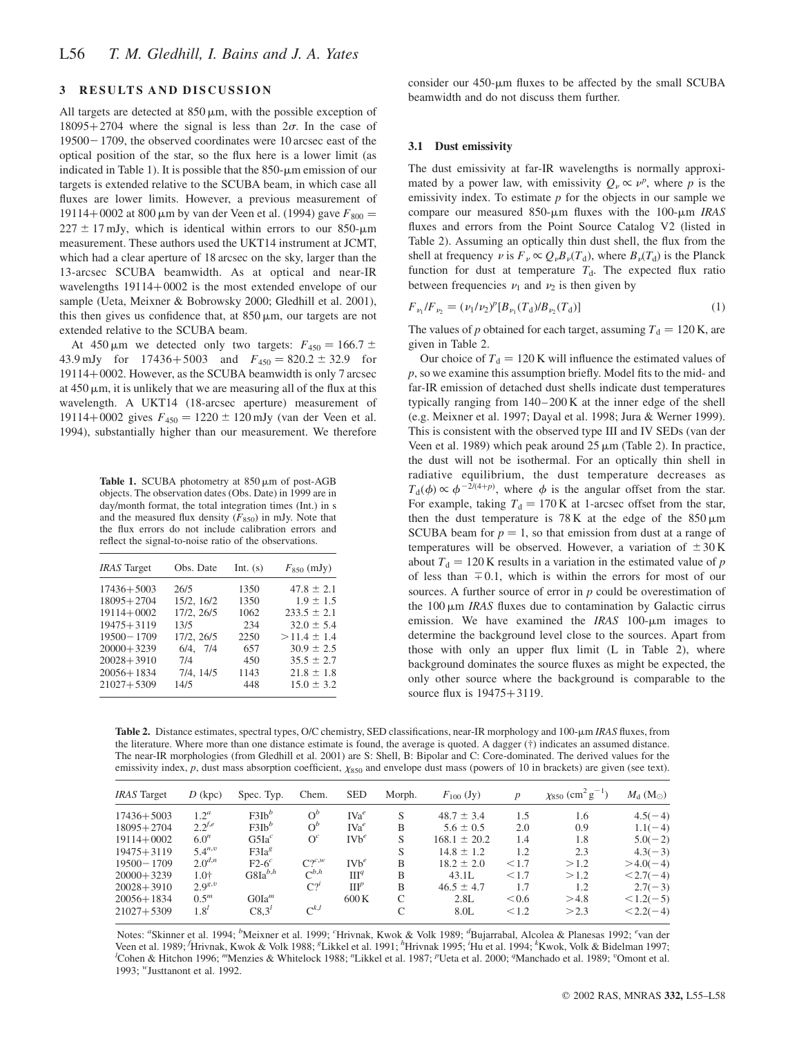## 3 RESULTS AND DISCUSSION

All targets are detected at 850 μm, with the possible exception of 18095+2704 where the signal is less than $2\sigma$. In the case of 19500−1709, the observed coordinates were 10 arcsec east of the optical position of the star, so the flux here is a lower limit (as indicated in Table 1). It is possible that the 850-μm emission of our targets is extended relative to the SCUBA beam, in which case all fluxes are lower limits. However, a previous measurement of 19114+0002 at 800 μm by van der Veen et al. (1994) gave $F_{800} = 227 \pm 17$ mJy, which is identical within errors to our 850-μm measurement. These authors used the UKT14 instrument at JCMT, which had a clear aperture of 18 arcsec on the sky, larger than the 13-arcsec SCUBA beamwidth. As at optical and near-IR wavelengths 19114+0002 is the most extended envelope of our sample (Ueta, Meixner & Bobrowsky 2000; Gledhill et al. 2001), this then gives us confidence that, at 850 μm, our targets are not extended relative to the SCUBA beam.

At 450 μm we detected only two targets: $F_{450} = 166.7 \pm 43.9$ mJy for 17436+5003 and $F_{450} = 820.2 \pm 32.9$ for 19114+0002. However, as the SCUBA beamwidth is only 7 arcsec at 450 μm, it is unlikely that we are measuring all of the flux at this wavelength. A UKT14 (18-arcsec aperture) measurement of 19114+0002 gives $F_{450} = 1220 \pm 120$ mJy (van der Veen et al. 1994), substantially higher than our measurement. We therefore consider our 450-μm fluxes to be affected by the small SCUBA beamwidth and do not discuss them further.

**Table 1.** SCUBA photometry at 850 μm of post-AGB objects. The observation dates (Obs. Date) in 1999 are in day/month format, the total integration times (Int.) in s and the measured flux density ($F_{850}$) in mJy. Note that the flux errors do not include calibration errors and reflect the signal-to-noise ratio of the observations.

| *IRAS* Target | Obs. Date | Int. (s) | $F_{850}$ (mJy) |
|---|---|---|---|
| 17436+5003 | 26/5 | 1350 | 47.8 ± 2.1 |
| 18095+2704 | 15/2, 16/2 | 1350 | 1.9 ± 1.5 |
| 19114+0002 | 17/2, 26/5 | 1062 | 233.5 ± 2.1 |
| 19475+3119 | 13/5 | 234 | 32.0 ± 5.4 |
| 19500−1709 | 17/2, 26/5 | 2250 | >11.4 ± 1.4 |
| 20000+3239 | 6/4, 7/4 | 657 | 30.9 ± 2.5 |
| 20028+3910 | 7/4 | 450 | 35.5 ± 2.7 |
| 20056+1834 | 7/4, 14/5 | 1143 | 21.8 ± 1.8 |
| 21027+5309 | 14/5 | 448 | 15.0 ± 3.2 |

### 3.1 Dust emissivity

The dust emissivity at far-IR wavelengths is normally approximated by a power law, with emissivity $Q_\nu \propto \nu^p$, where $p$ is the emissivity index. To estimate $p$ for the objects in our sample we compare our measured 850-μm fluxes with the 100-μm *IRAS* fluxes and errors from the Point Source Catalog V2 (listed in Table 2). Assuming an optically thin dust shell, the flux from the shell at frequency $\nu$ is $F_\nu \propto Q_\nu B_\nu(T_\mathrm{d})$, where $B_\nu(T_\mathrm{d})$ is the Planck function for dust at temperature $T_\mathrm{d}$. The expected flux ratio between frequencies $\nu_1$ and $\nu_2$ is then given by

$$F_{\nu_1}/F_{\nu_2} = (\nu_1/\nu_2)^p[B_{\nu_1}(T_\mathrm{d})/B_{\nu_2}(T_\mathrm{d})] \qquad (1)$$

The values of $p$ obtained for each target, assuming $T_\mathrm{d} = 120$ K, are given in Table 2.

Our choice of $T_\mathrm{d} = 120$ K will influence the estimated values of $p$, so we examine this assumption briefly. Model fits to the mid- and far-IR emission of detached dust shells indicate dust temperatures typically ranging from 140–200 K at the inner edge of the shell (e.g. Meixner et al. 1997; Dayal et al. 1998; Jura & Werner 1999). This is consistent with the observed type III and IV SEDs (van der Veen et al. 1989) which peak around 25 μm (Table 2). In practice, the dust will not be isothermal. For an optically thin shell in radiative equilibrium, the dust temperature decreases as $T_\mathrm{d}(\phi) \propto \phi^{-2/(4+p)}$, where $\phi$ is the angular offset from the star. For example, taking $T_\mathrm{d} = 170$ K at 1-arcsec offset from the star, then the dust temperature is 78 K at the edge of the 850 μm SCUBA beam for $p = 1$, so that emission from dust at a range of temperatures will be observed. However, a variation of $\pm 30$ K about $T_\mathrm{d} = 120$ K results in a variation in the estimated value of $p$ of less than $\mp 0.1$, which is within the errors for most of our sources. A further source of error in $p$ could be overestimation of the 100 μm *IRAS* fluxes due to contamination by Galactic cirrus emission. We have examined the *IRAS* 100-μm images to determine the background level close to the sources. Apart from those with only an upper flux limit (L in Table 2), where background dominates the source fluxes as might be expected, the only other source where the background is comparable to the source flux is 19475+3119.

**Table 2.** Distance estimates, spectral types, O/C chemistry, SED classifications, near-IR morphology and 100-μm *IRAS* fluxes, from the literature. Where more than one distance estimate is found, the average is quoted. A dagger (†) indicates an assumed distance. The near-IR morphologies (from Gledhill et al. 2001) are S: Shell, B: Bipolar and C: Core-dominated. The derived values for the emissivity index, $p$, dust mass absorption coefficient, $\chi_{850}$ and envelope dust mass (powers of 10 in brackets) are given (see text).

| *IRAS* Target | $D$ (kpc) | Spec. Typ. | Chem. | SED | Morph. | $F_{100}$ (Jy) | $p$ | $\chi_{850}$ (cm$^2$ g$^{-1}$) | $M_\mathrm{d}$ (M$_\odot$) |
|---|---|---|---|---|---|---|---|---|---|
| 17436+5003 | 1.2[a] | F3Ib[b] | O[b] | IVa[e] | S | 48.7 ± 3.4 | 1.5 | 1.6 | 4.5(−4) |
| 18095+2704 | 2.2[f,e] | F3Ib[b] | O[b] | IVa[e] | B | 5.6 ± 0.5 | 2.0 | 0.9 | 1.1(−4) |
| 19114+0002 | 6.0[n] | G5Ia[c] | O[c] | IVb[e] | S | 168.1 ± 20.2 | 1.4 | 1.8 | 5.0(−2) |
| 19475+3119 | 5.4[n,v] | F3Ia[g] | | | S | 14.8 ± 1.2 | 1.2 | 2.3 | 4.3(−3) |
| 19500−1709 | 2.0[d,n] | F2-6[c] | C?[c,w] | IVb[e] | B | 18.2 ± 2.0 | <1.7 | >1.2 | >4.0(−4) |
| 20000+3239 | 1.0† | G8Ia[b,h] | C[b,h] | III[q] | B | 43.1L | <1.7 | >1.2 | <2.7(−4) |
| 20028+3910 | 2.9[g,v] | | C?[i] | III[p] | B | 46.5 ± 4.7 | 1.7 | 1.2 | 2.7(−3) |
| 20056+1834 | 0.5[m] | G0Ia[m] | | 600 K | C | 2.8L | <0.6 | >4.8 | <1.2(−5) |
| 21027+5309 | 1.8[l] | C8,3[l] | C[k,l] | | C | 8.0L | <1.2 | >2.3 | <2.2(−4) |

Notes: [a]Skinner et al. 1994; [b]Meixner et al. 1999; [c]Hrivnak, Kwok & Volk 1989; [d]Bujarrabal, Alcolea & Planesas 1992; [e]van der Veen et al. 1989; [f]Hrivnak, Kwok & Volk 1988; [g]Likkel et al. 1991; [h]Hrivnak 1995; [i]Hu et al. 1994; [k]Kwok, Volk & Bidelman 1997; [l]Cohen & Hitchon 1996; [m]Menzies & Whitelock 1988; [n]Likkel et al. 1987; [p]Ueta et al. 2000; [q]Manchado et al. 1989; [v]Omont et al. 1993; [w]Justtanont et al. 1992.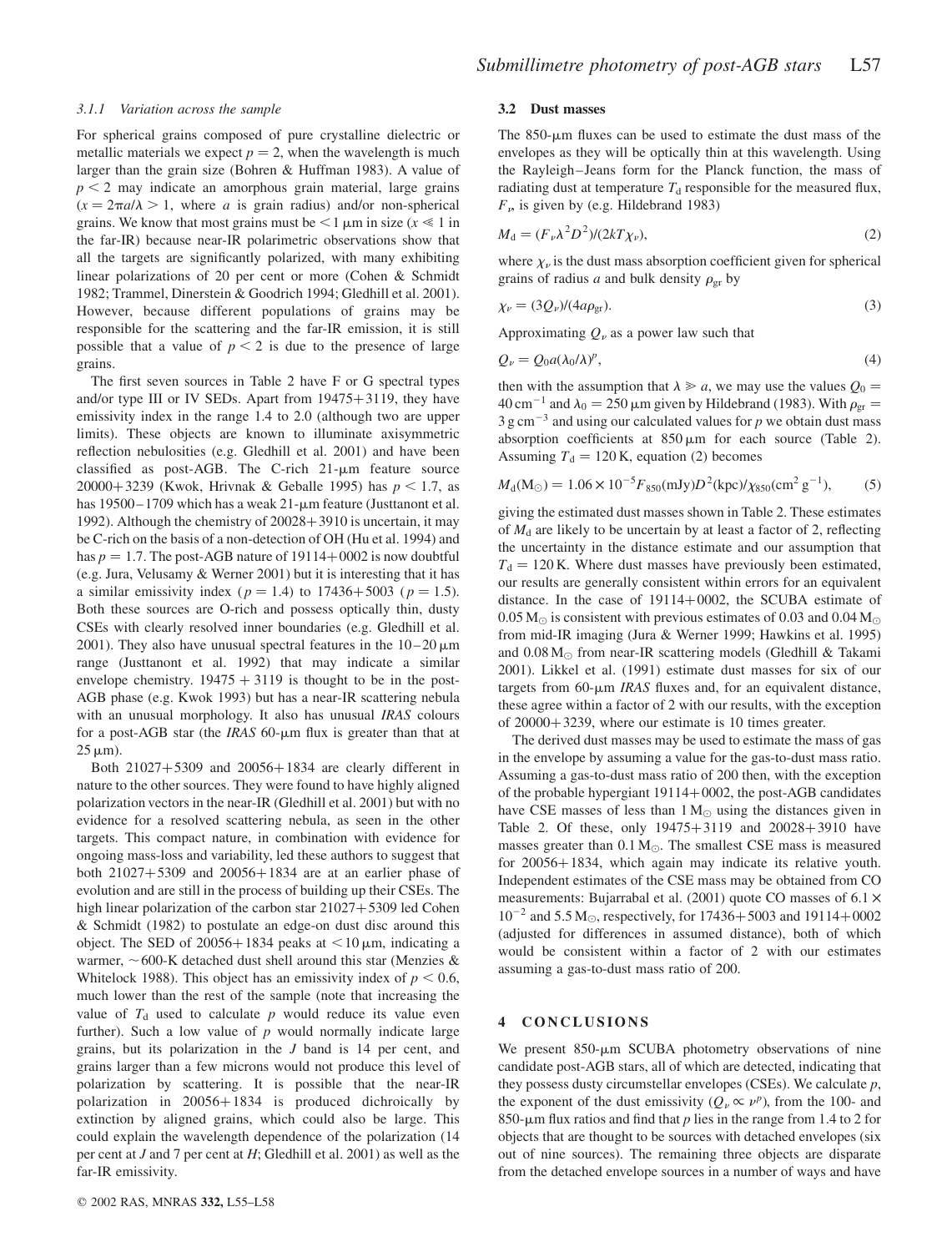#### 3.1.1 Variation across the sample

For spherical grains composed of pure crystalline dielectric or metallic materials we expect $p = 2$, when the wavelength is much larger than the grain size (Bohren & Huffman 1983). A value of $p < 2$ may indicate an amorphous grain material, large grains ($x = 2\pi a/\lambda > 1$, where $a$ is grain radius) and/or non-spherical grains. We know that most grains must be $< 1\ \mu$m in size ($x \ll 1$ in the far-IR) because near-IR polarimetric observations show that all the targets are significantly polarized, with many exhibiting linear polarizations of 20 per cent or more (Cohen & Schmidt 1982; Trammel, Dinerstein & Goodrich 1994; Gledhill et al. 2001). However, because different populations of grains may be responsible for the scattering and the far-IR emission, it is still possible that a value of $p < 2$ is due to the presence of large grains.

The first seven sources in Table 2 have F or G spectral types and/or type III or IV SEDs. Apart from 19475+3119, they have emissivity index in the range 1.4 to 2.0 (although two are upper limits). These objects are known to illuminate axisymmetric reflection nebulosities (e.g. Gledhill et al. 2001) and have been classified as post-AGB. The C-rich 21-μm feature source 20000+3239 (Kwok, Hrivnak & Geballe 1995) has $p < 1.7$, as has 19500−1709 which has a weak 21-μm feature (Justtanont et al. 1992). Although the chemistry of 20028+3910 is uncertain, it may be C-rich on the basis of a non-detection of OH (Hu et al. 1994) and has $p = 1.7$. The post-AGB nature of 19114+0002 is now doubtful (e.g. Jura, Velusamy & Werner 2001) but it is interesting that it has a similar emissivity index ($p = 1.4$) to 17436+5003 ($p = 1.5$). Both these sources are O-rich and possess optically thin, dusty CSEs with clearly resolved inner boundaries (e.g. Gledhill et al. 2001). They also have unusual spectral features in the 10–20 μm range (Justtanont et al. 1992) that may indicate a similar envelope chemistry. 19475 + 3119 is thought to be in the post-AGB phase (e.g. Kwok 1993) but has a near-IR scattering nebula with an unusual morphology. It also has unusual *IRAS* colours for a post-AGB star (the *IRAS* 60-μm flux is greater than that at 25 μm).

Both 21027+5309 and 20056+1834 are clearly different in nature to the other sources. They were found to have highly aligned polarization vectors in the near-IR (Gledhill et al. 2001) but with no evidence for a resolved scattering nebula, as seen in the other targets. This compact nature, in combination with evidence for ongoing mass-loss and variability, led these authors to suggest that both 21027+5309 and 20056+1834 are at an earlier phase of evolution and are still in the process of building up their CSEs. The high linear polarization of the carbon star 21027+5309 led Cohen & Schmidt (1982) to postulate an edge-on dust disc around this object. The SED of 20056+1834 peaks at $< 10\ \mu$m, indicating a warmer, ~600-K detached dust shell around this star (Menzies & Whitelock 1988). This object has an emissivity index of $p < 0.6$, much lower than the rest of the sample (note that increasing the value of $T_{\rm d}$ used to calculate $p$ would reduce its value even further). Such a low value of $p$ would normally indicate large grains, but its polarization in the $J$ band is 14 per cent, and grains larger than a few microns would not produce this level of polarization by scattering. It is possible that the near-IR polarization in 20056+1834 is produced dichroically by extinction by aligned grains, which could also be large. This could explain the wavelength dependence of the polarization (14 per cent at $J$ and 7 per cent at $H$; Gledhill et al. 2001) as well as the far-IR emissivity.

### 3.2 Dust masses

The 850-μm fluxes can be used to estimate the dust mass of the envelopes as they will be optically thin at this wavelength. Using the Rayleigh–Jeans form for the Planck function, the mass of radiating dust at temperature $T_{\rm d}$ responsible for the measured flux, $F_\nu$, is given by (e.g. Hildebrand 1983)

$$M_{\rm d} = (F_\nu \lambda^2 D^2)/(2kT\chi_\nu), \tag{2}$$

where $\chi_\nu$ is the dust mass absorption coefficient given for spherical grains of radius $a$ and bulk density $\rho_{\rm gr}$ by

$$\chi_\nu = (3Q_\nu)/(4a\rho_{\rm gr}). \tag{3}$$

Approximating $Q_\nu$ as a power law such that

$$Q_\nu = Q_0 a(\lambda_0/\lambda)^p, \tag{4}$$

then with the assumption that $\lambda \gg a$, we may use the values $Q_0 = 40\ {\rm cm}^{-1}$ and $\lambda_0 = 250\ \mu$m given by Hildebrand (1983). With $\rho_{\rm gr} = 3\ {\rm g\ cm}^{-3}$ and using our calculated values for $p$ we obtain dust mass absorption coefficients at 850 μm for each source (Table 2). Assuming $T_{\rm d} = 120$ K, equation (2) becomes

$$M_{\rm d}({\rm M}_\odot) = 1.06 \times 10^{-5} F_{850}({\rm mJy}) D^2({\rm kpc})/\chi_{850}({\rm cm}^2\ {\rm g}^{-1}), \tag{5}$$

giving the estimated dust masses shown in Table 2. These estimates of $M_{\rm d}$ are likely to be uncertain by at least a factor of 2, reflecting the uncertainty in the distance estimate and our assumption that $T_{\rm d} = 120$ K. Where dust masses have previously been estimated, our results are generally consistent within errors for an equivalent distance. In the case of 19114+0002, the SCUBA estimate of $0.05\ {\rm M}_\odot$ is consistent with previous estimates of 0.03 and $0.04\ {\rm M}_\odot$ from mid-IR imaging (Jura & Werner 1999; Hawkins et al. 1995) and $0.08\ {\rm M}_\odot$ from near-IR scattering models (Gledhill & Takami 2001). Likkel et al. (1991) estimate dust masses for six of our targets from 60-μm *IRAS* fluxes and, for an equivalent distance, these agree within a factor of 2 with our results, with the exception of 20000+3239, where our estimate is 10 times greater.

The derived dust masses may be used to estimate the mass of gas in the envelope by assuming a value for the gas-to-dust mass ratio. Assuming a gas-to-dust mass ratio of 200 then, with the exception of the probable hypergiant 19114+0002, the post-AGB candidates have CSE masses of less than $1\ {\rm M}_\odot$ using the distances given in Table 2. Of these, only 19475+3119 and 20028+3910 have masses greater than $0.1\ {\rm M}_\odot$. The smallest CSE mass is measured for 20056+1834, which again may indicate its relative youth. Independent estimates of the CSE mass may be obtained from CO measurements: Bujarrabal et al. (2001) quote CO masses of $6.1 \times 10^{-2}$ and $5.5\ {\rm M}_\odot$, respectively, for 17436+5003 and 19114+0002 (adjusted for differences in assumed distance), both of which would be consistent within a factor of 2 with our estimates assuming a gas-to-dust mass ratio of 200.

## 4 CONCLUSIONS

We present 850-μm SCUBA photometry observations of nine candidate post-AGB stars, all of which are detected, indicating that they possess dusty circumstellar envelopes (CSEs). We calculate $p$, the exponent of the dust emissivity ($Q_\nu \propto \nu^p$), from the 100- and 850-μm flux ratios and find that $p$ lies in the range from 1.4 to 2 for objects that are thought to be sources with detached envelopes (six out of nine sources). The remaining three objects are disparate from the detached envelope sources in a number of ways and have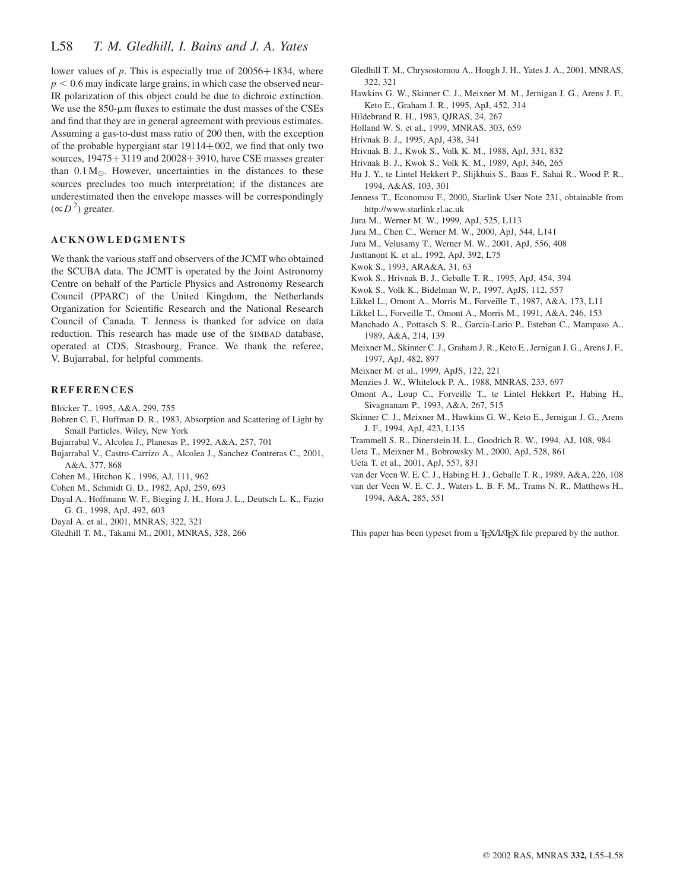lower values of $p$. This is especially true of 20056+1834, where $p < 0.6$ may indicate large grains, in which case the observed near-IR polarization of this object could be due to dichroic extinction. We use the 850-μm fluxes to estimate the dust masses of the CSEs and find that they are in general agreement with previous estimates. Assuming a gas-to-dust mass ratio of 200 then, with the exception of the probable hypergiant star 19114+002, we find that only two sources, 19475+3119 and 20028+3910, have CSE masses greater than $0.1\,M_{\odot}$. However, uncertainties in the distances to these sources precludes too much interpretation; if the distances are underestimated then the envelope masses will be correspondingly ($\propto D^2$) greater.

## ACKNOWLEDGMENTS

We thank the various staff and observers of the JCMT who obtained the SCUBA data. The JCMT is operated by the Joint Astronomy Centre on behalf of the Particle Physics and Astronomy Research Council (PPARC) of the United Kingdom, the Netherlands Organization for Scientific Research and the National Research Council of Canada. T. Jenness is thanked for advice on data reduction. This research has made use of the SIMBAD database, operated at CDS, Strasbourg, France. We thank the referee, V. Bujarrabal, for helpful comments.

## REFERENCES

Blöcker T., 1995, A&A, 299, 755
Bohren C. F., Huffman D. R., 1983, Absorption and Scattering of Light by Small Particles. Wiley, New York
Bujarrabal V., Alcolea J., Planesas P., 1992, A&A, 257, 701
Bujarrabal V., Castro-Carrizo A., Alcolea J., Sanchez Contreras C., 2001, A&A, 377, 868
Cohen M., Hitchon K., 1996, AJ, 111, 962
Cohen M., Schmidt G. D., 1982, ApJ, 259, 693
Dayal A., Hoffmann W. F., Bieging J. H., Hora J. L., Deutsch L. K., Fazio G. G., 1998, ApJ, 492, 603
Dayal A. et al., 2001, MNRAS, 322, 321
Gledhill T. M., Takami M., 2001, MNRAS, 328, 266
Gledhill T. M., Chrysostomou A., Hough J. H., Yates J. A., 2001, MNRAS, 322, 321
Hawkins G. W., Skinner C. J., Meixner M. M., Jernigan J. G., Arens J. F., Keto E., Graham J. R., 1995, ApJ, 452, 314
Hildebrand R. H., 1983, QJRAS, 24, 267
Holland W. S. et al., 1999, MNRAS, 303, 659
Hrivnak B. J., 1995, ApJ, 438, 341
Hrivnak B. J., Kwok S., Volk K. M., 1988, ApJ, 331, 832
Hrivnak B. J., Kwok S., Volk K. M., 1989, ApJ, 346, 265
Hu J. Y., te Lintel Hekkert P., Slijkhuis S., Baas F., Sahai R., Wood P. R., 1994, A&AS, 103, 301
Jenness T., Economou F., 2000, Starlink User Note 231, obtainable from http://www.starlink.rl.ac.uk
Jura M., Werner M. W., 1999, ApJ, 525, L113
Jura M., Chen C., Werner M. W., 2000, ApJ, 544, L141
Jura M., Velusamy T., Werner M. W., 2001, ApJ, 556, 408
Justtanont K. et al., 1992, ApJ, 392, L75
Kwok S., 1993, ARA&A, 31, 63
Kwok S., Hrivnak B. J., Geballe T. R., 1995, ApJ, 454, 394
Kwok S., Volk K., Bidelman W. P., 1997, ApJS, 112, 557
Likkel L., Omont A., Morris M., Forveille T., 1987, A&A, 173, L11
Likkel L., Forveille T., Omont A., Morris M., 1991, A&A, 246, 153
Manchado A., Pottasch S. R., Garcia-Lario P., Esteban C., Mampaso A., 1989, A&A, 214, 139
Meixner M., Skinner C. J., Graham J. R., Keto E., Jernigan J. G., Arens J. F., 1997, ApJ, 482, 897
Meixner M. et al., 1999, ApJS, 122, 221
Menzies J. W., Whitelock P. A., 1988, MNRAS, 233, 697
Omont A., Loup C., Forveille T., te Lintel Hekkert P., Habing H., Sivagnanam P., 1993, A&A, 267, 515
Skinner C. J., Meixner M., Hawkins G. W., Keto E., Jernigan J. G., Arens J. F., 1994, ApJ, 423, L135
Trammell S. R., Dinerstein H. L., Goodrich R. W., 1994, AJ, 108, 984
Ueta T., Meixner M., Bobrowsky M., 2000, ApJ, 528, 861
Ueta T. et al., 2001, ApJ, 557, 831
van der Veen W. E. C. J., Habing H. J., Geballe T. R., 1989, A&A, 226, 108
van der Veen W. E. C. J., Waters L. B. F. M., Trams N. R., Matthews H., 1994, A&A, 285, 551

This paper has been typeset from a TeX/LaTeX file prepared by the author.